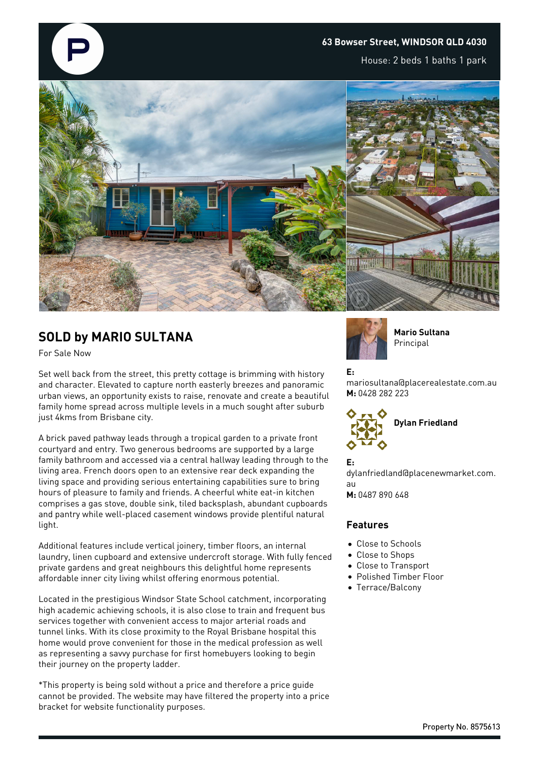**63 Bowser Street, WINDSOR QLD 4030**

House: 2 beds 1 baths 1 park

## SOLD by MARIO SULTANA

For Sale Now

Set well back from the street, this pretty cottage is brimming with history and character. Elevated to capture north easterly breezes and panoramic urban views, an opportunity exists to raise, renovate and create a beautiful family home spread across multiple levels in a much sought after suburb just 4kms from Brisbane city.

A brick paved pathway leads through a tropical garden to a private front courtyard and entry. Two generous bedrooms are supported by a large family bathroom and accessed via a central hallway leading through to the living area. French doors open to an extensive rear deck expanding the living space and providing serious entertaining capabilities sure to bring hours of pleasure to family and friends. A cheerful white eat-in kitchen comprises a gas stove, double sink, tiled backsplash, abundant cupboards and pantry while well-placed casement windows provide plentiful natural light.

Additional features include vertical joinery, timber floors, an internal laundry, linen cupboard and extensive undercroft storage. With fully fenced private gardens and great neighbours this delightful home represents affordable inner city living whilst offering enormous potential.

Located in the prestigious Windsor State School catchment, incorporating high academic achieving schools, it is also close to train and frequent bus services together with convenient access to major arterial roads and tunnel links. With its close proximity to the Royal Brisbane hospital this home would prove convenient for those in the medical profession as well as representing a savvy purchase for first homebuyers looking to begin their journey on the property ladder.

*This property is being sold without a price and therefore a price guide cannot be provided. The website may have filtered the property into a price bracket for website functionality purposes.

**Mario Sultana**
Principal

**E:** mariosultana@placerealestate.com.au
**M:** 0428 282 223

**Dylan Friedland**

**E:** dylanfriedland@placenewmarket.com.au
**M:** 0487 890 648

### Features

- Close to Schools
- Close to Shops
- Close to Transport
- Polished Timber Floor
- Terrace/Balcony

Property No. 8575613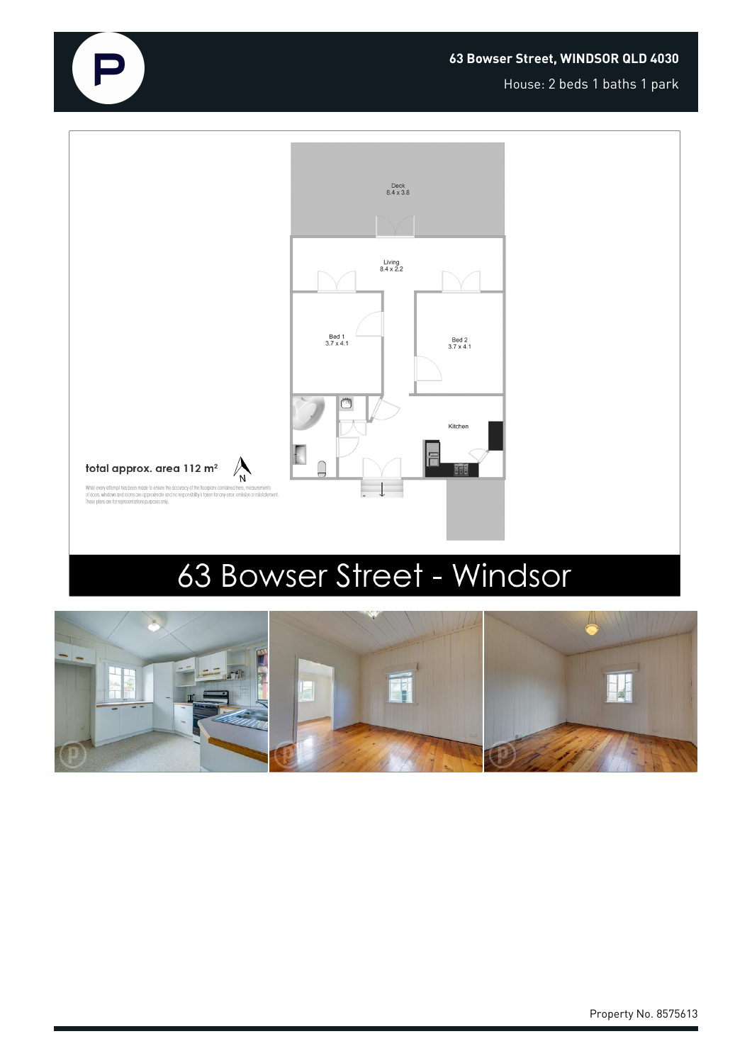**63 Bowser Street, WINDSOR QLD 4030**

House: 2 beds 1 baths 1 park

Deck
8.4 x 3.8

Living
8.4 x 2.2

Bed 1
3.7 x 4.1

Bed 2
3.7 x 4.1

Kitchen

**total approx. area 112 m²**

N

Whilst every attempt has been made to ensure the accuracy of the floorplans contained here, measurements of doors, windows and rooms are approximate and no responsibility is taken for any error, omission or misstatement. These plans are for representations purposes only.

# 63 Bowser Street - Windsor

Property No. 8575613